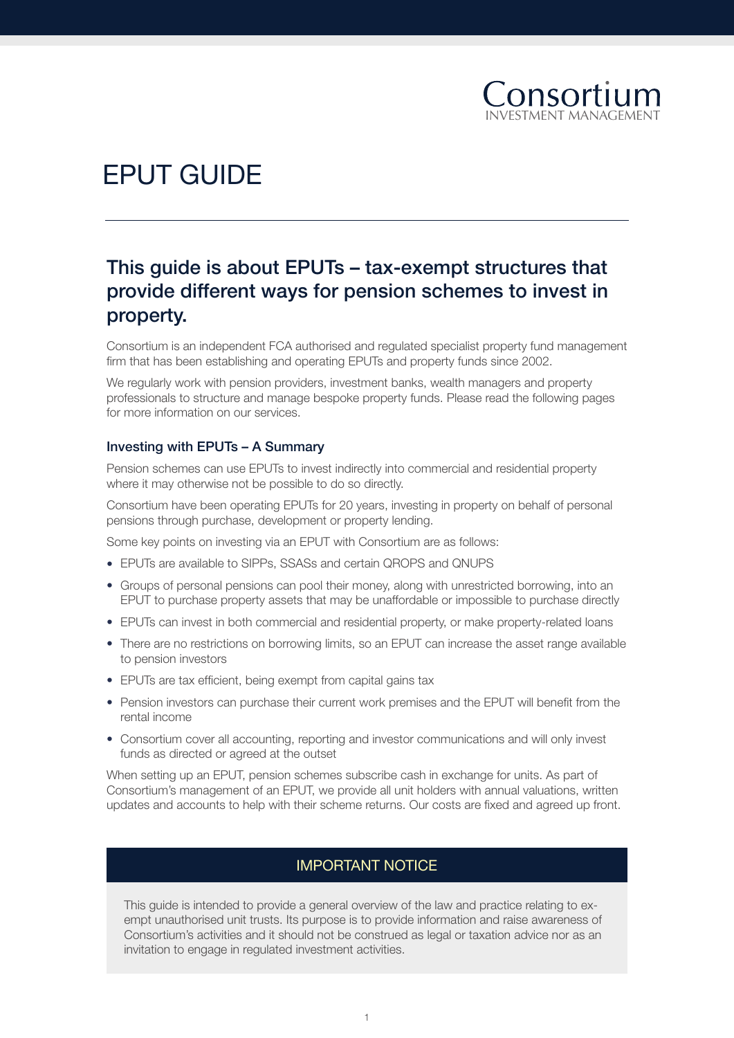Consortium
INVESTMENT MANAGEMENT

# EPUT GUIDE

## This guide is about EPUTs – tax-exempt structures that provide different ways for pension schemes to invest in property.

Consortium is an independent FCA authorised and regulated specialist property fund management firm that has been establishing and operating EPUTs and property funds since 2002.

We regularly work with pension providers, investment banks, wealth managers and property professionals to structure and manage bespoke property funds. Please read the following pages for more information on our services.

### Investing with EPUTs – A Summary

Pension schemes can use EPUTs to invest indirectly into commercial and residential property where it may otherwise not be possible to do so directly.

Consortium have been operating EPUTs for 20 years, investing in property on behalf of personal pensions through purchase, development or property lending.

Some key points on investing via an EPUT with Consortium are as follows:

- EPUTs are available to SIPPs, SSASs and certain QROPS and QNUPS
- Groups of personal pensions can pool their money, along with unrestricted borrowing, into an EPUT to purchase property assets that may be unaffordable or impossible to purchase directly
- EPUTs can invest in both commercial and residential property, or make property-related loans
- There are no restrictions on borrowing limits, so an EPUT can increase the asset range available to pension investors
- EPUTs are tax efficient, being exempt from capital gains tax
- Pension investors can purchase their current work premises and the EPUT will benefit from the rental income
- Consortium cover all accounting, reporting and investor communications and will only invest funds as directed or agreed at the outset

When setting up an EPUT, pension schemes subscribe cash in exchange for units. As part of Consortium's management of an EPUT, we provide all unit holders with annual valuations, written updates and accounts to help with their scheme returns. Our costs are fixed and agreed up front.

### IMPORTANT NOTICE

This guide is intended to provide a general overview of the law and practice relating to exempt unauthorised unit trusts. Its purpose is to provide information and raise awareness of Consortium's activities and it should not be construed as legal or taxation advice nor as an invitation to engage in regulated investment activities.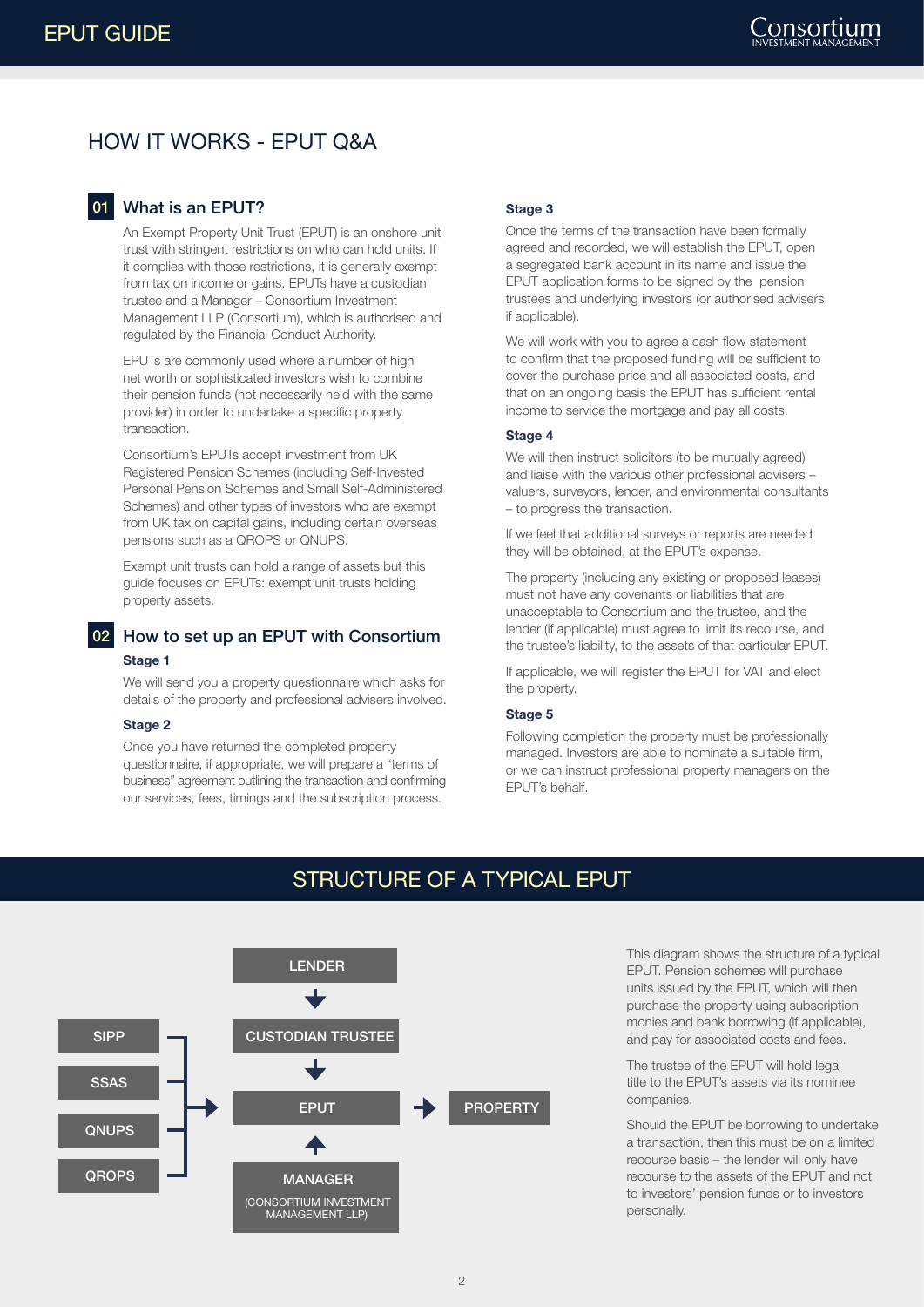# HOW IT WORKS - EPUT Q&A

## 01 What is an EPUT?

An Exempt Property Unit Trust (EPUT) is an onshore unit trust with stringent restrictions on who can hold units. If it complies with those restrictions, it is generally exempt from tax on income or gains. EPUTs have a custodian trustee and a Manager – Consortium Investment Management LLP (Consortium), which is authorised and regulated by the Financial Conduct Authority.

EPUTs are commonly used where a number of high net worth or sophisticated investors wish to combine their pension funds (not necessarily held with the same provider) in order to undertake a specific property transaction.

Consortium's EPUTs accept investment from UK Registered Pension Schemes (including Self-Invested Personal Pension Schemes and Small Self-Administered Schemes) and other types of investors who are exempt from UK tax on capital gains, including certain overseas pensions such as a QROPS or QNUPS.

Exempt unit trusts can hold a range of assets but this guide focuses on EPUTs: exempt unit trusts holding property assets.

## 02 How to set up an EPUT with Consortium

**Stage 1**

We will send you a property questionnaire which asks for details of the property and professional advisers involved.

**Stage 2**

Once you have returned the completed property questionnaire, if appropriate, we will prepare a "terms of business" agreement outlining the transaction and confirming our services, fees, timings and the subscription process.

**Stage 3**

Once the terms of the transaction have been formally agreed and recorded, we will establish the EPUT, open a segregated bank account in its name and issue the EPUT application forms to be signed by the pension trustees and underlying investors (or authorised advisers if applicable).

We will work with you to agree a cash flow statement to confirm that the proposed funding will be sufficient to cover the purchase price and all associated costs, and that on an ongoing basis the EPUT has sufficient rental income to service the mortgage and pay all costs.

**Stage 4**

We will then instruct solicitors (to be mutually agreed) and liaise with the various other professional advisers – valuers, surveyors, lender, and environmental consultants – to progress the transaction.

If we feel that additional surveys or reports are needed they will be obtained, at the EPUT's expense.

The property (including any existing or proposed leases) must not have any covenants or liabilities that are unacceptable to Consortium and the trustee, and the lender (if applicable) must agree to limit its recourse, and the trustee's liability, to the assets of that particular EPUT.

If applicable, we will register the EPUT for VAT and elect the property.

**Stage 5**

Following completion the property must be professionally managed. Investors are able to nominate a suitable firm, or we can instruct professional property managers on the EPUT's behalf.

## STRUCTURE OF A TYPICAL EPUT

- LENDER → CUSTODIAN TRUSTEE → EPUT
- SIPP, SSAS, QNUPS, QROPS → EPUT
- MANAGER (CONSORTIUM INVESTMENT MANAGEMENT LLP) → EPUT
- EPUT → PROPERTY

This diagram shows the structure of a typical EPUT. Pension schemes will purchase units issued by the EPUT, which will then purchase the property using subscription monies and bank borrowing (if applicable), and pay for associated costs and fees.

The trustee of the EPUT will hold legal title to the EPUT's assets via its nominee companies.

Should the EPUT be borrowing to undertake a transaction, then this must be on a limited recourse basis – the lender will only have recourse to the assets of the EPUT and not to investors' pension funds or to investors personally.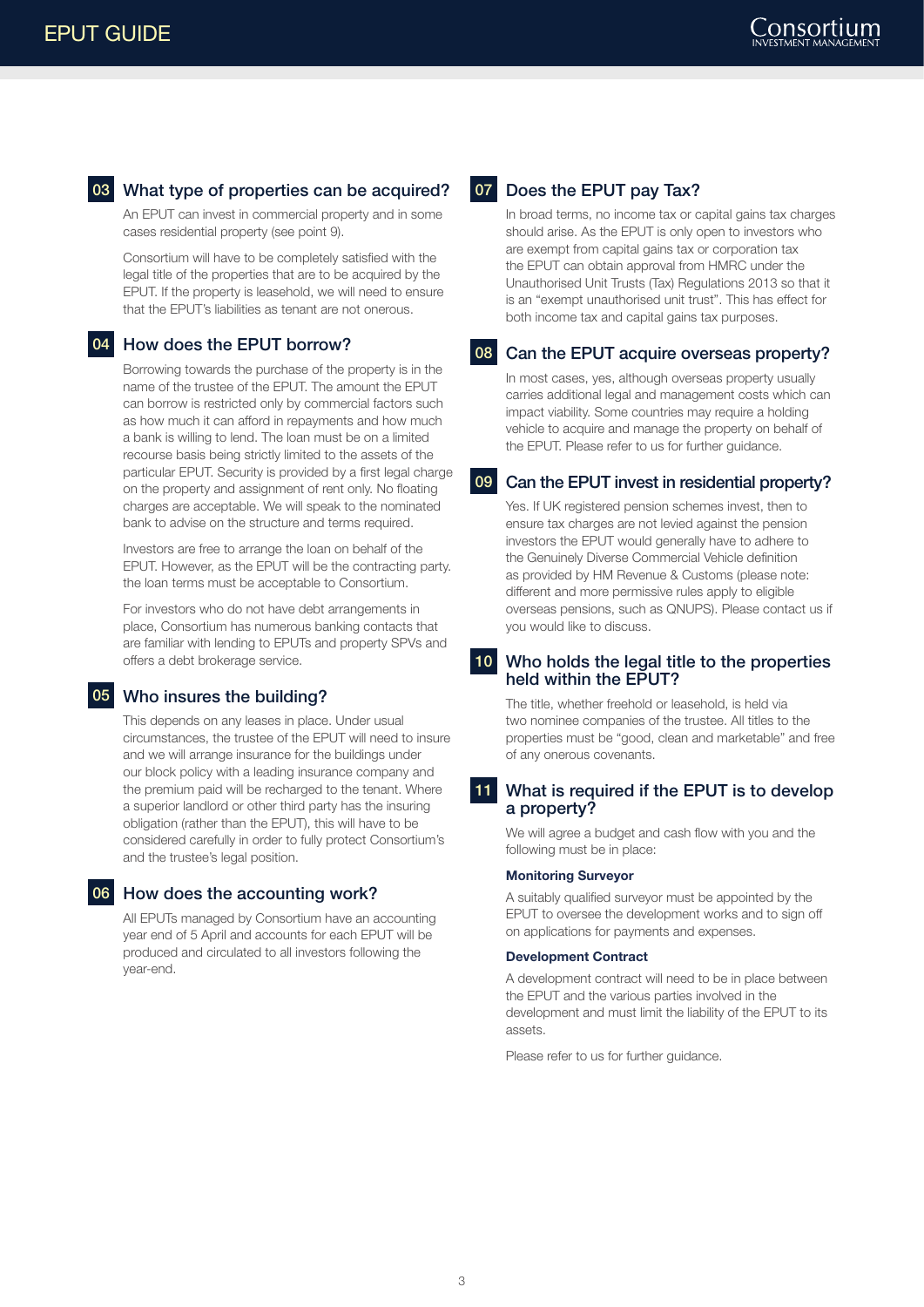## 03 What type of properties can be acquired?

An EPUT can invest in commercial property and in some cases residential property (see point 9).

Consortium will have to be completely satisfied with the legal title of the properties that are to be acquired by the EPUT. If the property is leasehold, we will need to ensure that the EPUT's liabilities as tenant are not onerous.

## 04 How does the EPUT borrow?

Borrowing towards the purchase of the property is in the name of the trustee of the EPUT. The amount the EPUT can borrow is restricted only by commercial factors such as how much it can afford in repayments and how much a bank is willing to lend. The loan must be on a limited recourse basis being strictly limited to the assets of the particular EPUT. Security is provided by a first legal charge on the property and assignment of rent only. No floating charges are acceptable. We will speak to the nominated bank to advise on the structure and terms required.

Investors are free to arrange the loan on behalf of the EPUT. However, as the EPUT will be the contracting party. the loan terms must be acceptable to Consortium.

For investors who do not have debt arrangements in place, Consortium has numerous banking contacts that are familiar with lending to EPUTs and property SPVs and offers a debt brokerage service.

## 05 Who insures the building?

This depends on any leases in place. Under usual circumstances, the trustee of the EPUT will need to insure and we will arrange insurance for the buildings under our block policy with a leading insurance company and the premium paid will be recharged to the tenant. Where a superior landlord or other third party has the insuring obligation (rather than the EPUT), this will have to be considered carefully in order to fully protect Consortium's and the trustee's legal position.

## 06 How does the accounting work?

All EPUTs managed by Consortium have an accounting year end of 5 April and accounts for each EPUT will be produced and circulated to all investors following the year-end.

## 07 Does the EPUT pay Tax?

In broad terms, no income tax or capital gains tax charges should arise. As the EPUT is only open to investors who are exempt from capital gains tax or corporation tax the EPUT can obtain approval from HMRC under the Unauthorised Unit Trusts (Tax) Regulations 2013 so that it is an "exempt unauthorised unit trust". This has effect for both income tax and capital gains tax purposes.

## 08 Can the EPUT acquire overseas property?

In most cases, yes, although overseas property usually carries additional legal and management costs which can impact viability. Some countries may require a holding vehicle to acquire and manage the property on behalf of the EPUT. Please refer to us for further guidance.

## 09 Can the EPUT invest in residential property?

Yes. If UK registered pension schemes invest, then to ensure tax charges are not levied against the pension investors the EPUT would generally have to adhere to the Genuinely Diverse Commercial Vehicle definition as provided by HM Revenue & Customs (please note: different and more permissive rules apply to eligible overseas pensions, such as QNUPS). Please contact us if you would like to discuss.

## 10 Who holds the legal title to the properties held within the EPUT?

The title, whether freehold or leasehold, is held via two nominee companies of the trustee. All titles to the properties must be "good, clean and marketable" and free of any onerous covenants.

## 11 What is required if the EPUT is to develop a property?

We will agree a budget and cash flow with you and the following must be in place:

**Monitoring Surveyor**

A suitably qualified surveyor must be appointed by the EPUT to oversee the development works and to sign off on applications for payments and expenses.

**Development Contract**

A development contract will need to be in place between the EPUT and the various parties involved in the development and must limit the liability of the EPUT to its assets.

Please refer to us for further guidance.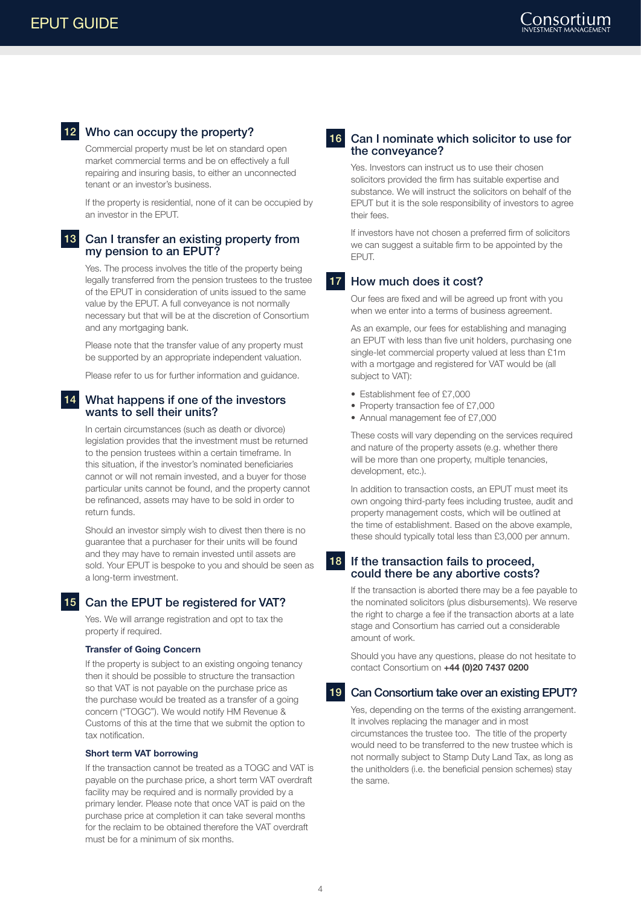## 12 Who can occupy the property?

Commercial property must be let on standard open market commercial terms and be on effectively a full repairing and insuring basis, to either an unconnected tenant or an investor's business.

If the property is residential, none of it can be occupied by an investor in the EPUT.

## 13 Can I transfer an existing property from my pension to an EPUT?

Yes. The process involves the title of the property being legally transferred from the pension trustees to the trustee of the EPUT in consideration of units issued to the same value by the EPUT. A full conveyance is not normally necessary but that will be at the discretion of Consortium and any mortgaging bank.

Please note that the transfer value of any property must be supported by an appropriate independent valuation.

Please refer to us for further information and guidance.

## 14 What happens if one of the investors wants to sell their units?

In certain circumstances (such as death or divorce) legislation provides that the investment must be returned to the pension trustees within a certain timeframe. In this situation, if the investor's nominated beneficiaries cannot or will not remain invested, and a buyer for those particular units cannot be found, and the property cannot be refinanced, assets may have to be sold in order to return funds.

Should an investor simply wish to divest then there is no guarantee that a purchaser for their units will be found and they may have to remain invested until assets are sold. Your EPUT is bespoke to you and should be seen as a long-term investment.

## 15 Can the EPUT be registered for VAT?

Yes. We will arrange registration and opt to tax the property if required.

### Transfer of Going Concern

If the property is subject to an existing ongoing tenancy then it should be possible to structure the transaction so that VAT is not payable on the purchase price as the purchase would be treated as a transfer of a going concern ("TOGC"). We would notify HM Revenue & Customs of this at the time that we submit the option to tax notification.

### Short term VAT borrowing

If the transaction cannot be treated as a TOGC and VAT is payable on the purchase price, a short term VAT overdraft facility may be required and is normally provided by a primary lender. Please note that once VAT is paid on the purchase price at completion it can take several months for the reclaim to be obtained therefore the VAT overdraft must be for a minimum of six months.

## 16 Can I nominate which solicitor to use for the conveyance?

Yes. Investors can instruct us to use their chosen solicitors provided the firm has suitable expertise and substance. We will instruct the solicitors on behalf of the EPUT but it is the sole responsibility of investors to agree their fees.

If investors have not chosen a preferred firm of solicitors we can suggest a suitable firm to be appointed by the EPUT.

## 17 How much does it cost?

Our fees are fixed and will be agreed up front with you when we enter into a terms of business agreement.

As an example, our fees for establishing and managing an EPUT with less than five unit holders, purchasing one single-let commercial property valued at less than £1m with a mortgage and registered for VAT would be (all subject to VAT):

- Establishment fee of £7,000
- Property transaction fee of £7,000
- Annual management fee of £7,000

These costs will vary depending on the services required and nature of the property assets (e.g. whether there will be more than one property, multiple tenancies, development, etc.).

In addition to transaction costs, an EPUT must meet its own ongoing third-party fees including trustee, audit and property management costs, which will be outlined at the time of establishment. Based on the above example, these should typically total less than £3,000 per annum.

## 18 If the transaction fails to proceed, could there be any abortive costs?

If the transaction is aborted there may be a fee payable to the nominated solicitors (plus disbursements). We reserve the right to charge a fee if the transaction aborts at a late stage and Consortium has carried out a considerable amount of work.

Should you have any questions, please do not hesitate to contact Consortium on **+44 (0)20 7437 0200**

## 19 Can Consortium take over an existing EPUT?

Yes, depending on the terms of the existing arrangement. It involves replacing the manager and in most circumstances the trustee too. The title of the property would need to be transferred to the new trustee which is not normally subject to Stamp Duty Land Tax, as long as the unitholders (i.e. the beneficial pension schemes) stay the same.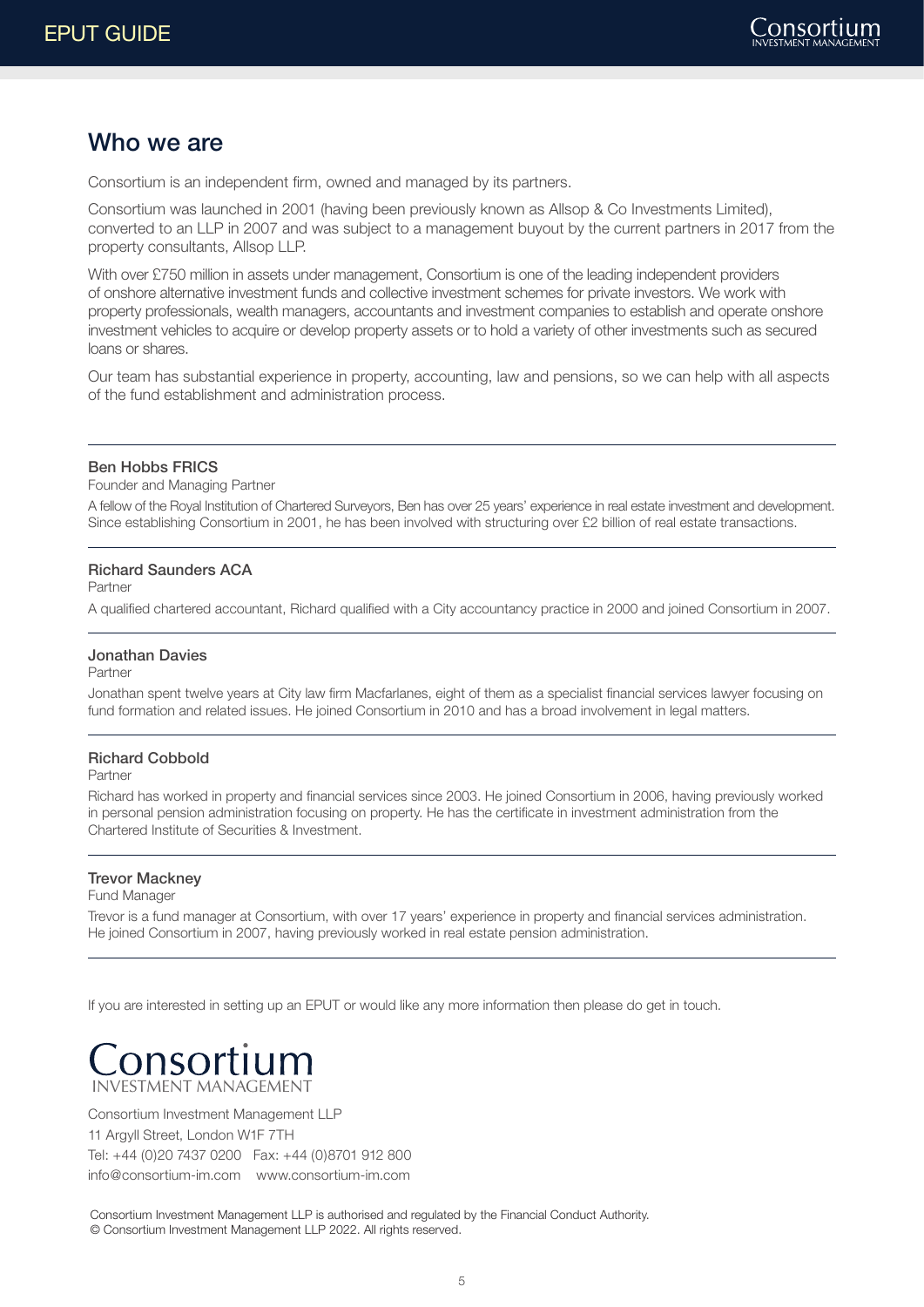## Who we are

Consortium is an independent firm, owned and managed by its partners.

Consortium was launched in 2001 (having been previously known as Allsop & Co Investments Limited), converted to an LLP in 2007 and was subject to a management buyout by the current partners in 2017 from the property consultants, Allsop LLP.

With over £750 million in assets under management, Consortium is one of the leading independent providers of onshore alternative investment funds and collective investment schemes for private investors. We work with property professionals, wealth managers, accountants and investment companies to establish and operate onshore investment vehicles to acquire or develop property assets or to hold a variety of other investments such as secured loans or shares.

Our team has substantial experience in property, accounting, law and pensions, so we can help with all aspects of the fund establishment and administration process.

---

**Ben Hobbs FRICS**

Founder and Managing Partner

A fellow of the Royal Institution of Chartered Surveyors, Ben has over 25 years' experience in real estate investment and development. Since establishing Consortium in 2001, he has been involved with structuring over £2 billion of real estate transactions.

---

**Richard Saunders ACA**

Partner

A qualified chartered accountant, Richard qualified with a City accountancy practice in 2000 and joined Consortium in 2007.

---

**Jonathan Davies**

Partner

Jonathan spent twelve years at City law firm Macfarlanes, eight of them as a specialist financial services lawyer focusing on fund formation and related issues. He joined Consortium in 2010 and has a broad involvement in legal matters.

---

**Richard Cobbold**

Partner

Richard has worked in property and financial services since 2003. He joined Consortium in 2006, having previously worked in personal pension administration focusing on property. He has the certificate in investment administration from the Chartered Institute of Securities & Investment.

---

**Trevor Mackney**

Fund Manager

Trevor is a fund manager at Consortium, with over 17 years' experience in property and financial services administration. He joined Consortium in 2007, having previously worked in real estate pension administration.

---

If you are interested in setting up an EPUT or would like any more information then please do get in touch.

Consortium
INVESTMENT MANAGEMENT

Consortium Investment Management LLP
11 Argyll Street, London W1F 7TH
Tel: +44 (0)20 7437 0200 Fax: +44 (0)8701 912 800
info@consortium-im.com www.consortium-im.com

Consortium Investment Management LLP is authorised and regulated by the Financial Conduct Authority.
© Consortium Investment Management LLP 2022. All rights reserved.